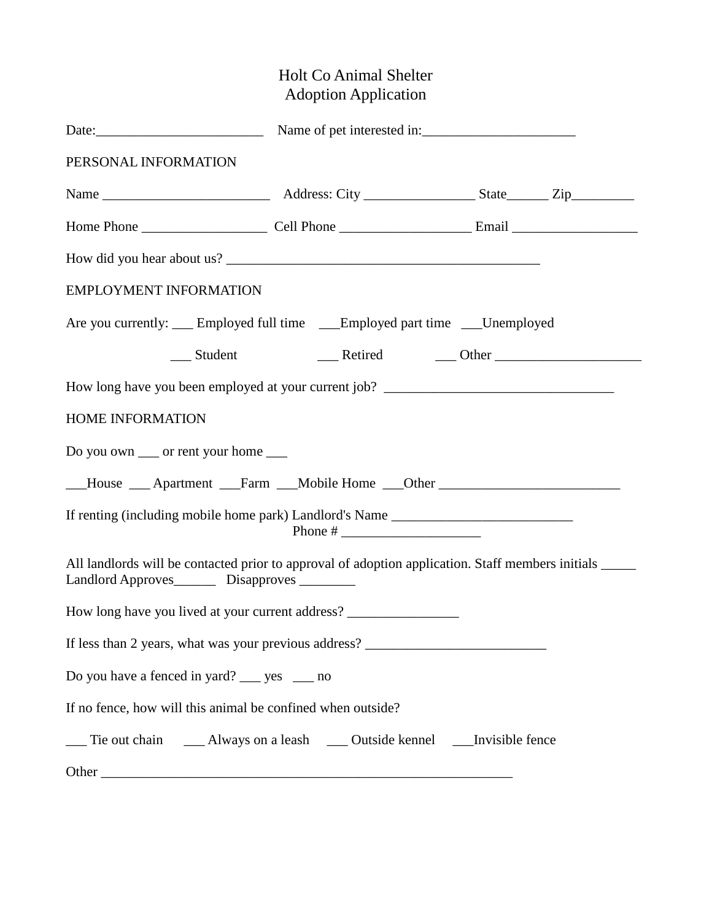# Holt Co Animal Shelter
## Adoption Application

Date:________________________ Name of pet interested in:_____________________

PERSONAL INFORMATION

Name ________________________ Address: City ________________ State______ Zip_________

Home Phone __________________ Cell Phone ___________________ Email __________________

How did you hear about us? _____________________________________________

EMPLOYMENT INFORMATION

Are you currently: ___ Employed full time ___Employed part time ___Unemployed

___ Student ___ Retired ___ Other _____________________

How long have you been employed at your current job? _________________________________

HOME INFORMATION

Do you own ___ or rent your home ___

___House ___ Apartment ___Farm ___Mobile Home ___Other __________________________

If renting (including mobile home park) Landlord's Name __________________________
Phone # ____________________

All landlords will be contacted prior to approval of adoption application. Staff members initials _____
Landlord Approves______ Disapproves ________

How long have you lived at your current address? ________________

If less than 2 years, what was your previous address? __________________________

Do you have a fenced in yard? ___ yes ___ no

If no fence, how will this animal be confined when outside?

___ Tie out chain ___ Always on a leash ___ Outside kennel ___Invisible fence

Other ____________________________________________________________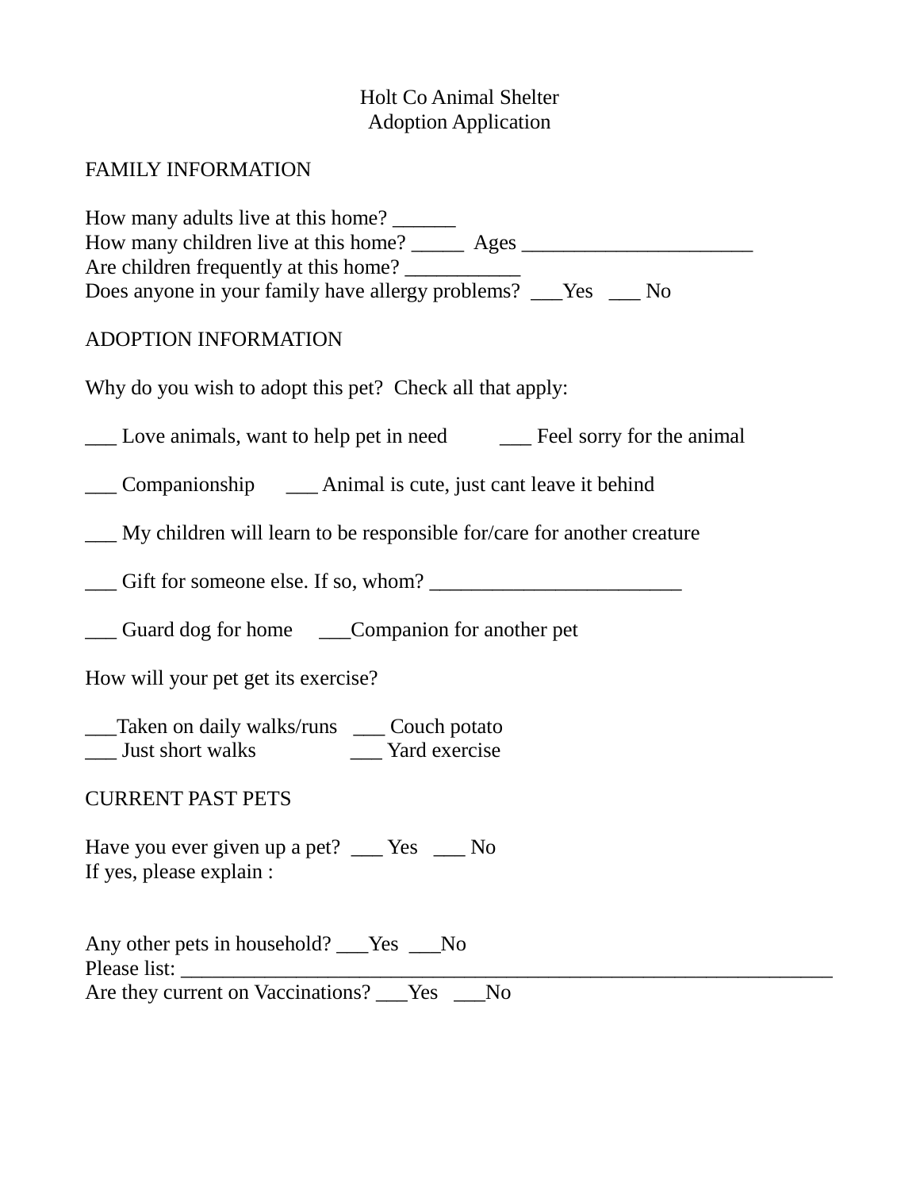# Holt Co Animal Shelter
## Adoption Application

## FAMILY INFORMATION

How many adults live at this home? ______
How many children live at this home? _____ Ages ______________________
Are children frequently at this home? ___________
Does anyone in your family have allergy problems? ___Yes ___ No

## ADOPTION INFORMATION

Why do you wish to adopt this pet? Check all that apply:

___ Love animals, want to help pet in need ___ Feel sorry for the animal

___ Companionship ___ Animal is cute, just cant leave it behind

___ My children will learn to be responsible for/care for another creature

___ Gift for someone else. If so, whom? ________________________

___ Guard dog for home ___Companion for another pet

How will your pet get its exercise?

___Taken on daily walks/runs ___ Couch potato
___ Just short walks ___ Yard exercise

## CURRENT PAST PETS

Have you ever given up a pet? ___ Yes ___ No
If yes, please explain :

Any other pets in household? ___Yes ___No
Please list: ________________________________________________________________
Are they current on Vaccinations? ___Yes ___No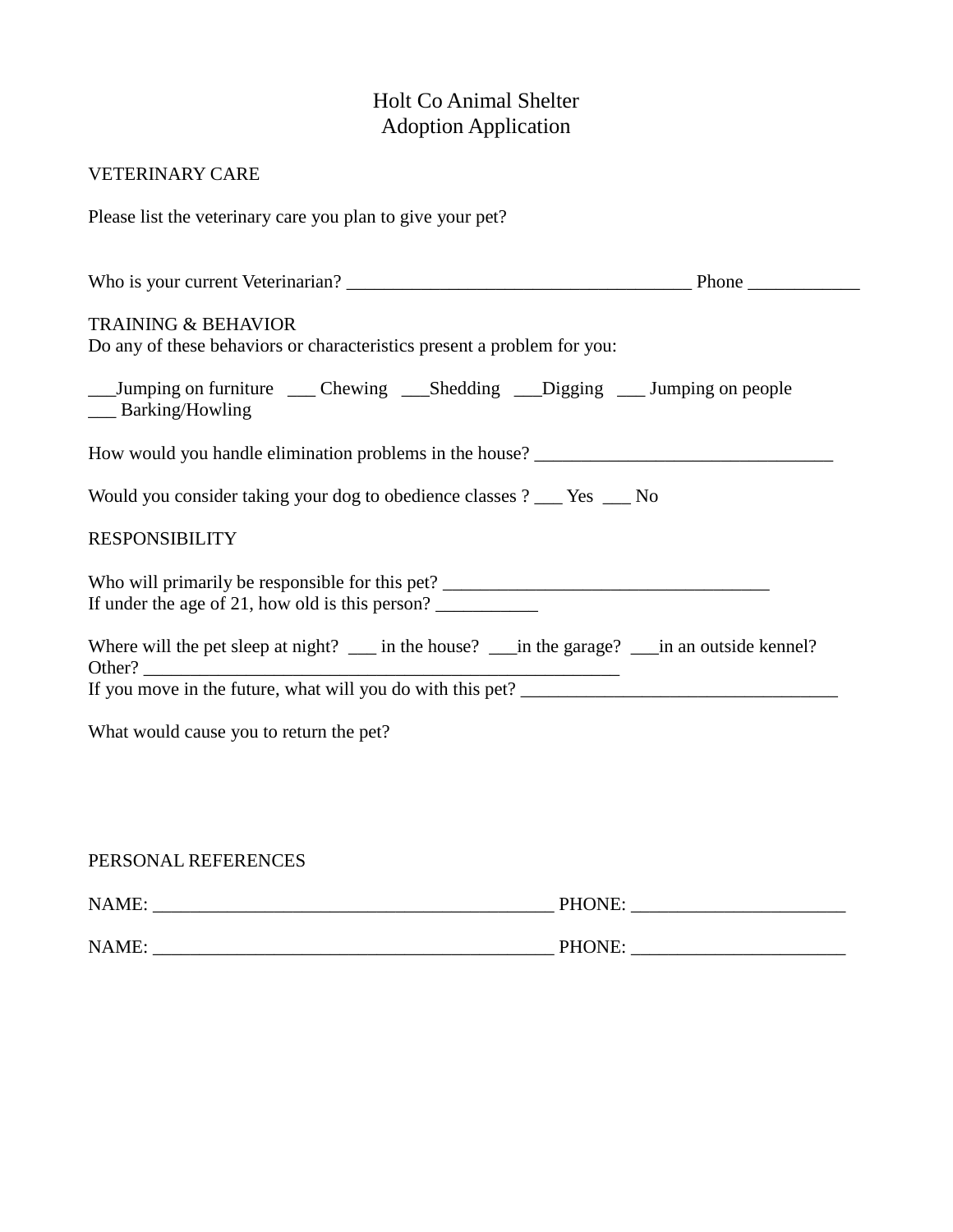# Holt Co Animal Shelter
## Adoption Application

VETERINARY CARE

Please list the veterinary care you plan to give your pet?

Who is your current Veterinarian? _____________________________________ Phone ____________

TRAINING & BEHAVIOR
Do any of these behaviors or characteristics present a problem for you:

___Jumping on furniture ___ Chewing ___Shedding ___Digging ___ Jumping on people
___ Barking/Howling

How would you handle elimination problems in the house? ________________________________

Would you consider taking your dog to obedience classes ? ___ Yes ___ No

RESPONSIBILITY

Who will primarily be responsible for this pet? ___________________________________
If under the age of 21, how old is this person? ___________

Where will the pet sleep at night? ___ in the house? ___in the garage? ___in an outside kennel?
Other? ____________________________________________________
If you move in the future, what will you do with this pet? _________________________________

What would cause you to return the pet?

PERSONAL REFERENCES

NAME: ___________________________________________ PHONE: _______________________

NAME: ___________________________________________ PHONE: _______________________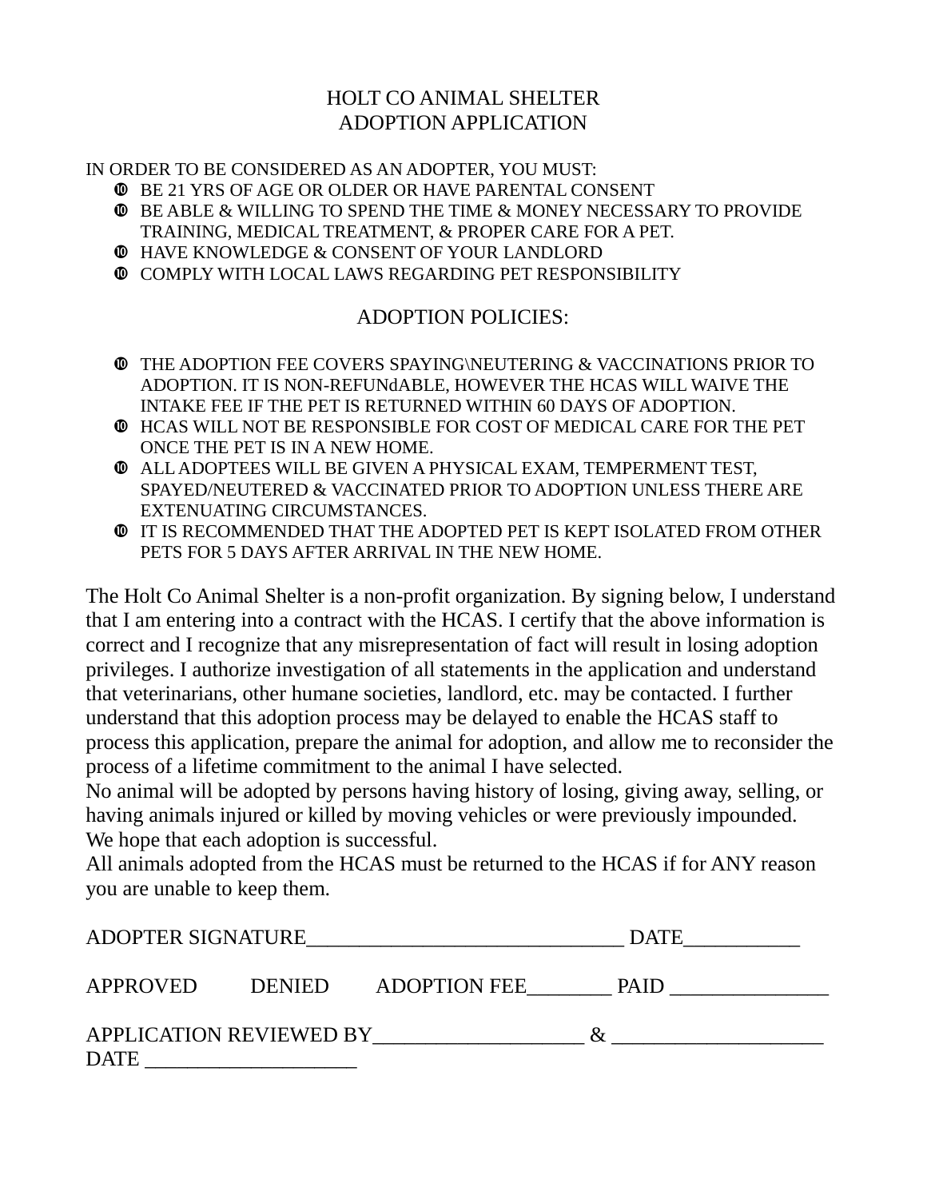# HOLT CO ANIMAL SHELTER
## ADOPTION APPLICATION

IN ORDER TO BE CONSIDERED AS AN ADOPTER, YOU MUST:

- BE 21 YRS OF AGE OR OLDER OR HAVE PARENTAL CONSENT
- BE ABLE & WILLING TO SPEND THE TIME & MONEY NECESSARY TO PROVIDE TRAINING, MEDICAL TREATMENT, & PROPER CARE FOR A PET.
- HAVE KNOWLEDGE & CONSENT OF YOUR LANDLORD
- COMPLY WITH LOCAL LAWS REGARDING PET RESPONSIBILITY

## ADOPTION POLICIES:

- THE ADOPTION FEE COVERS SPAYING\NEUTERING & VACCINATIONS PRIOR TO ADOPTION. IT IS NON-REFUNdABLE, HOWEVER THE HCAS WILL WAIVE THE INTAKE FEE IF THE PET IS RETURNED WITHIN 60 DAYS OF ADOPTION.
- HCAS WILL NOT BE RESPONSIBLE FOR COST OF MEDICAL CARE FOR THE PET ONCE THE PET IS IN A NEW HOME.
- ALL ADOPTEES WILL BE GIVEN A PHYSICAL EXAM, TEMPERMENT TEST, SPAYED/NEUTERED & VACCINATED PRIOR TO ADOPTION UNLESS THERE ARE EXTENUATING CIRCUMSTANCES.
- IT IS RECOMMENDED THAT THE ADOPTED PET IS KEPT ISOLATED FROM OTHER PETS FOR 5 DAYS AFTER ARRIVAL IN THE NEW HOME.

The Holt Co Animal Shelter is a non-profit organization. By signing below, I understand that I am entering into a contract with the HCAS. I certify that the above information is correct and I recognize that any misrepresentation of fact will result in losing adoption privileges. I authorize investigation of all statements in the application and understand that veterinarians, other humane societies, landlord, etc. may be contacted. I further understand that this adoption process may be delayed to enable the HCAS staff to process this application, prepare the animal for adoption, and allow me to reconsider the process of a lifetime commitment to the animal I have selected.
No animal will be adopted by persons having history of losing, giving away, selling, or having animals injured or killed by moving vehicles or were previously impounded.
We hope that each adoption is successful.
All animals adopted from the HCAS must be returned to the HCAS if for ANY reason you are unable to keep them.

ADOPTER SIGNATURE______________________________ DATE___________

APPROVED DENIED ADOPTION FEE________ PAID _______________

APPLICATION REVIEWED BY____________________ & ____________________
DATE ____________________